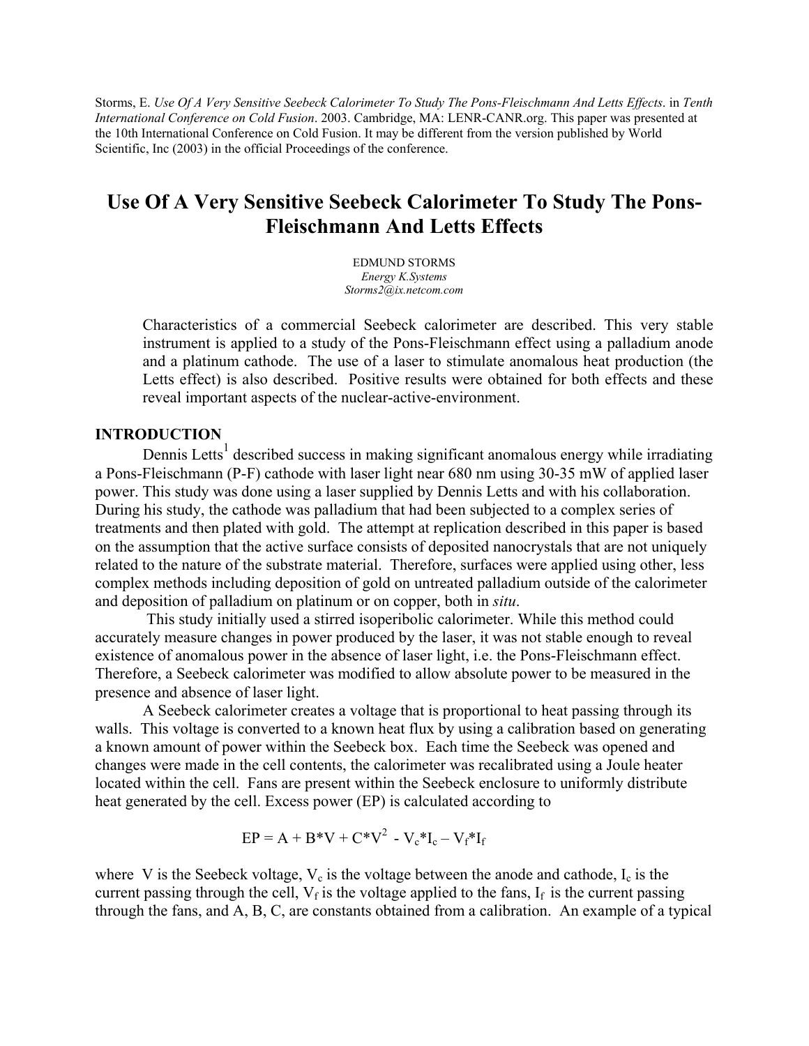Storms, E. *Use Of A Very Sensitive Seebeck Calorimeter To Study The Pons-Fleischmann And Letts Effects*. in *Tenth International Conference on Cold Fusion*. 2003. Cambridge, MA: LENR-CANR.org. This paper was presented at the 10th International Conference on Cold Fusion. It may be different from the version published by World Scientific, Inc (2003) in the official Proceedings of the conference.

# Use Of A Very Sensitive Seebeck Calorimeter To Study The Pons-Fleischmann And Letts Effects

EDMUND STORMS
*Energy K.Systems*
*Storms2@ix.netcom.com*

> Characteristics of a commercial Seebeck calorimeter are described. This very stable instrument is applied to a study of the Pons-Fleischmann effect using a palladium anode and a platinum cathode. The use of a laser to stimulate anomalous heat production (the Letts effect) is also described. Positive results were obtained for both effects and these reveal important aspects of the nuclear-active-environment.

## INTRODUCTION

Dennis Letts[1] described success in making significant anomalous energy while irradiating a Pons-Fleischmann (P-F) cathode with laser light near 680 nm using 30-35 mW of applied laser power. This study was done using a laser supplied by Dennis Letts and with his collaboration. During his study, the cathode was palladium that had been subjected to a complex series of treatments and then plated with gold. The attempt at replication described in this paper is based on the assumption that the active surface consists of deposited nanocrystals that are not uniquely related to the nature of the substrate material. Therefore, surfaces were applied using other, less complex methods including deposition of gold on untreated palladium outside of the calorimeter and deposition of palladium on platinum or on copper, both in *situ*.

This study initially used a stirred isoperibolic calorimeter. While this method could accurately measure changes in power produced by the laser, it was not stable enough to reveal existence of anomalous power in the absence of laser light, i.e. the Pons-Fleischmann effect. Therefore, a Seebeck calorimeter was modified to allow absolute power to be measured in the presence and absence of laser light.

A Seebeck calorimeter creates a voltage that is proportional to heat passing through its walls. This voltage is converted to a known heat flux by using a calibration based on generating a known amount of power within the Seebeck box. Each time the Seebeck was opened and changes were made in the cell contents, the calorimeter was recalibrated using a Joule heater located within the cell. Fans are present within the Seebeck enclosure to uniformly distribute heat generated by the cell. Excess power (EP) is calculated according to

$$EP = A + B*V + C*V^2 - V_c*I_c - V_f*I_f$$

where $V$ is the Seebeck voltage, $V_c$ is the voltage between the anode and cathode, $I_c$ is the current passing through the cell, $V_f$ is the voltage applied to the fans, $I_f$ is the current passing through the fans, and A, B, C, are constants obtained from a calibration. An example of a typical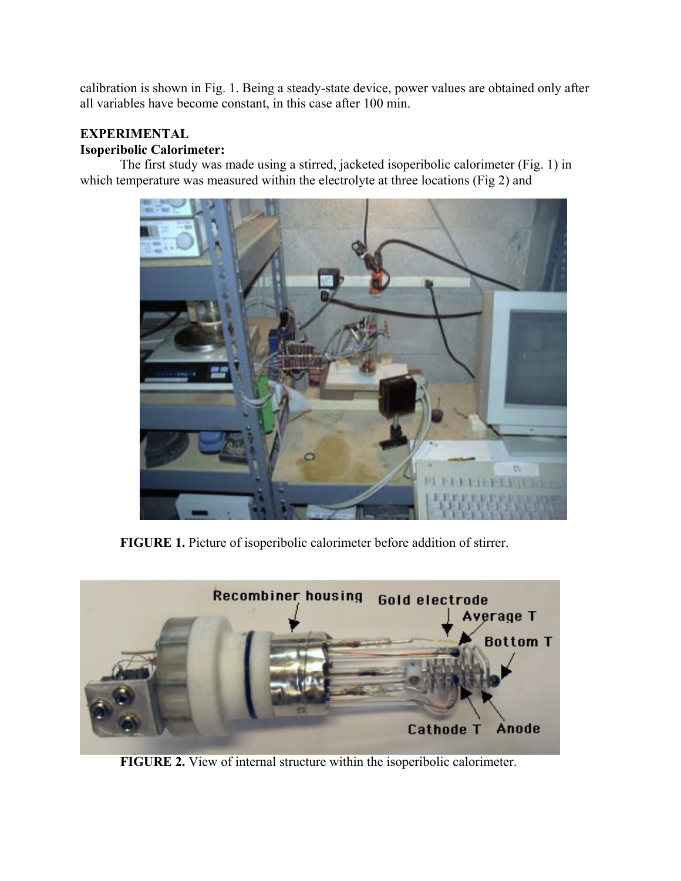calibration is shown in Fig. 1. Being a steady-state device, power values are obtained only after all variables have become constant, in this case after 100 min.

## EXPERIMENTAL

### Isoperibolic Calorimeter:

The first study was made using a stirred, jacketed isoperibolic calorimeter (Fig. 1) in which temperature was measured within the electrolyte at three locations (Fig 2) and

**FIGURE 1.** Picture of isoperibolic calorimeter before addition of stirrer.

**FIGURE 2.** View of internal structure within the isoperibolic calorimeter.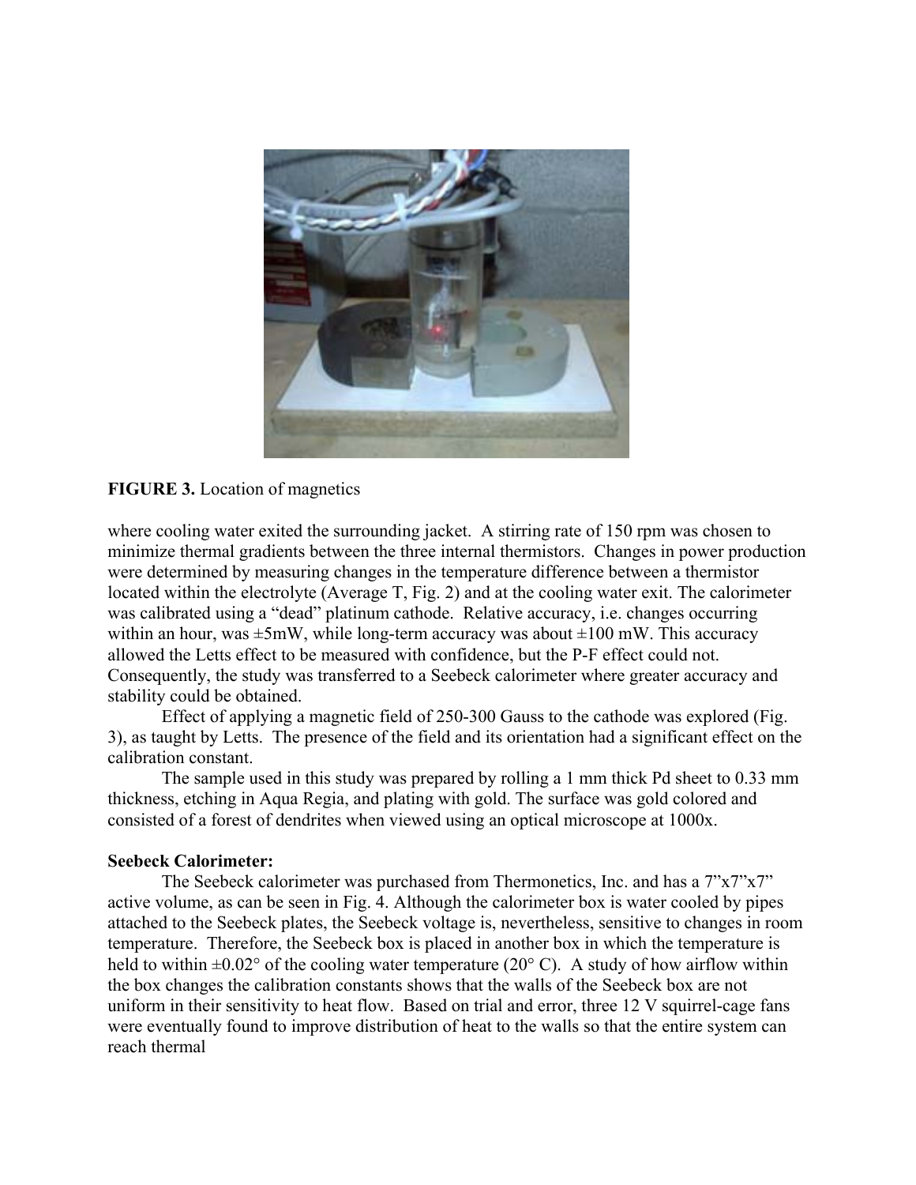**FIGURE 3.** Location of magnetics

where cooling water exited the surrounding jacket. A stirring rate of 150 rpm was chosen to minimize thermal gradients between the three internal thermistors. Changes in power production were determined by measuring changes in the temperature difference between a thermistor located within the electrolyte (Average T, Fig. 2) and at the cooling water exit. The calorimeter was calibrated using a "dead" platinum cathode. Relative accuracy, i.e. changes occurring within an hour, was ±5mW, while long-term accuracy was about ±100 mW. This accuracy allowed the Letts effect to be measured with confidence, but the P-F effect could not. Consequently, the study was transferred to a Seebeck calorimeter where greater accuracy and stability could be obtained.

Effect of applying a magnetic field of 250-300 Gauss to the cathode was explored (Fig. 3), as taught by Letts. The presence of the field and its orientation had a significant effect on the calibration constant.

The sample used in this study was prepared by rolling a 1 mm thick Pd sheet to 0.33 mm thickness, etching in Aqua Regia, and plating with gold. The surface was gold colored and consisted of a forest of dendrites when viewed using an optical microscope at 1000x.

**Seebeck Calorimeter:**

The Seebeck calorimeter was purchased from Thermonetics, Inc. and has a 7"x7"x7" active volume, as can be seen in Fig. 4. Although the calorimeter box is water cooled by pipes attached to the Seebeck plates, the Seebeck voltage is, nevertheless, sensitive to changes in room temperature. Therefore, the Seebeck box is placed in another box in which the temperature is held to within ±0.02° of the cooling water temperature (20° C). A study of how airflow within the box changes the calibration constants shows that the walls of the Seebeck box are not uniform in their sensitivity to heat flow. Based on trial and error, three 12 V squirrel-cage fans were eventually found to improve distribution of heat to the walls so that the entire system can reach thermal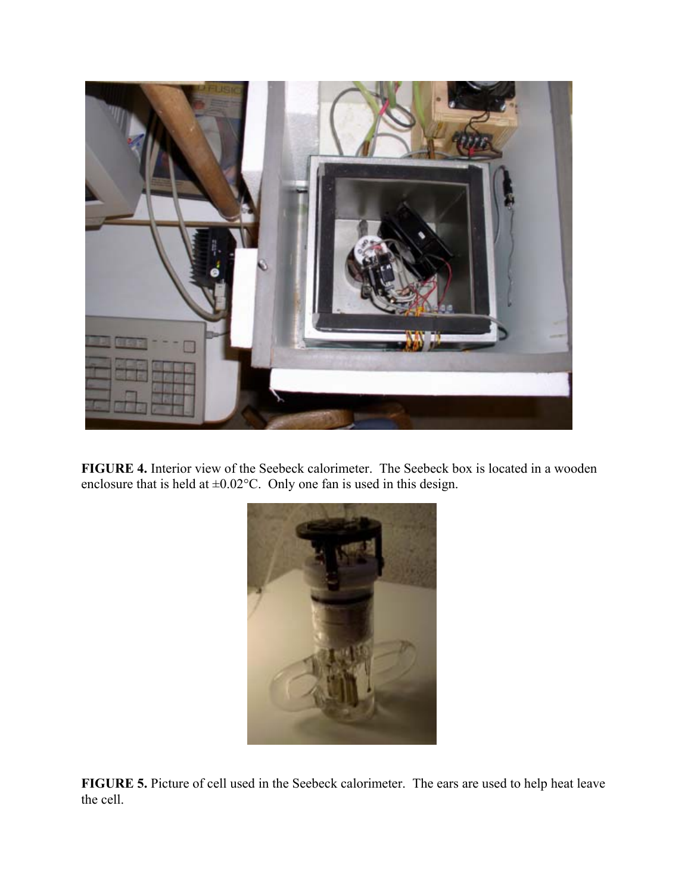**FIGURE 4.** Interior view of the Seebeck calorimeter. The Seebeck box is located in a wooden enclosure that is held at ±0.02°C. Only one fan is used in this design.

**FIGURE 5.** Picture of cell used in the Seebeck calorimeter. The ears are used to help heat leave the cell.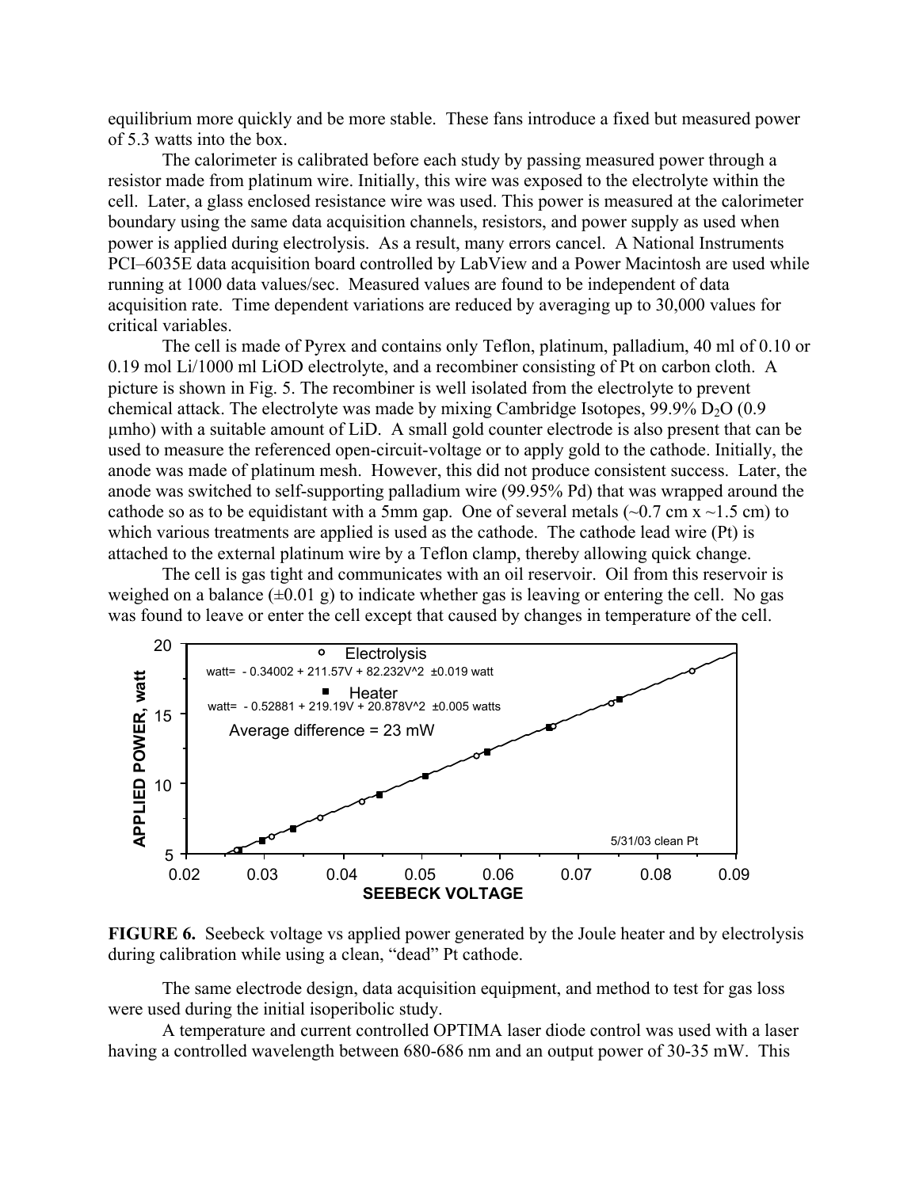equilibrium more quickly and be more stable. These fans introduce a fixed but measured power of 5.3 watts into the box.

The calorimeter is calibrated before each study by passing measured power through a resistor made from platinum wire. Initially, this wire was exposed to the electrolyte within the cell. Later, a glass enclosed resistance wire was used. This power is measured at the calorimeter boundary using the same data acquisition channels, resistors, and power supply as used when power is applied during electrolysis. As a result, many errors cancel. A National Instruments PCI–6035E data acquisition board controlled by LabView and a Power Macintosh are used while running at 1000 data values/sec. Measured values are found to be independent of data acquisition rate. Time dependent variations are reduced by averaging up to 30,000 values for critical variables.

The cell is made of Pyrex and contains only Teflon, platinum, palladium, 40 ml of 0.10 or 0.19 mol Li/1000 ml LiOD electrolyte, and a recombiner consisting of Pt on carbon cloth. A picture is shown in Fig. 5. The recombiner is well isolated from the electrolyte to prevent chemical attack. The electrolyte was made by mixing Cambridge Isotopes, 99.9% $D_2O$ (0.9 μmho) with a suitable amount of LiD. A small gold counter electrode is also present that can be used to measure the referenced open-circuit-voltage or to apply gold to the cathode. Initially, the anode was made of platinum mesh. However, this did not produce consistent success. Later, the anode was switched to self-supporting palladium wire (99.95% Pd) that was wrapped around the cathode so as to be equidistant with a 5mm gap. One of several metals (~0.7 cm x ~1.5 cm) to which various treatments are applied is used as the cathode. The cathode lead wire (Pt) is attached to the external platinum wire by a Teflon clamp, thereby allowing quick change.

The cell is gas tight and communicates with an oil reservoir. Oil from this reservoir is weighed on a balance (±0.01 g) to indicate whether gas is leaving or entering the cell. No gas was found to leave or enter the cell except that caused by changes in temperature of the cell.

**FIGURE 6.** Seebeck voltage vs applied power generated by the Joule heater and by electrolysis during calibration while using a clean, "dead" Pt cathode.

The same electrode design, data acquisition equipment, and method to test for gas loss were used during the initial isoperibolic study.

A temperature and current controlled OPTIMA laser diode control was used with a laser having a controlled wavelength between 680-686 nm and an output power of 30-35 mW. This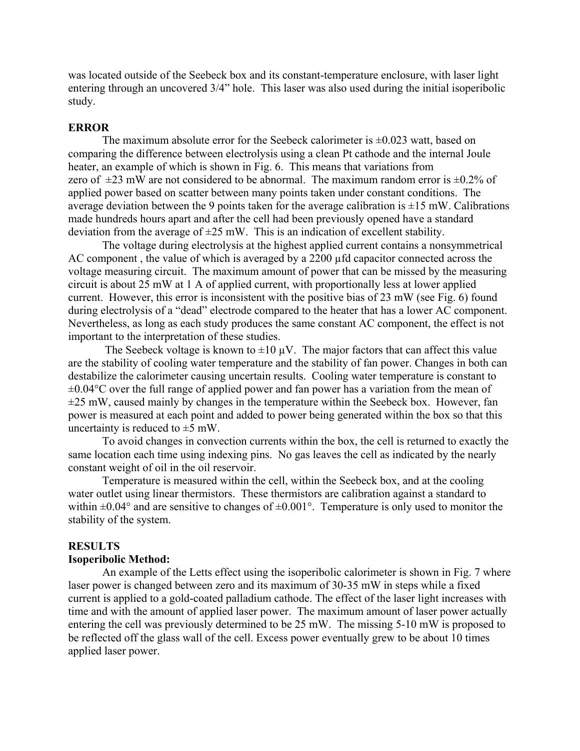was located outside of the Seebeck box and its constant-temperature enclosure, with laser light entering through an uncovered 3/4" hole. This laser was also used during the initial isoperibolic study.

## ERROR

The maximum absolute error for the Seebeck calorimeter is ±0.023 watt, based on comparing the difference between electrolysis using a clean Pt cathode and the internal Joule heater, an example of which is shown in Fig. 6. This means that variations from zero of ±23 mW are not considered to be abnormal. The maximum random error is ±0.2% of applied power based on scatter between many points taken under constant conditions. The average deviation between the 9 points taken for the average calibration is ±15 mW. Calibrations made hundreds hours apart and after the cell had been previously opened have a standard deviation from the average of ±25 mW. This is an indication of excellent stability.

The voltage during electrolysis at the highest applied current contains a nonsymmetrical AC component , the value of which is averaged by a 2200 μfd capacitor connected across the voltage measuring circuit. The maximum amount of power that can be missed by the measuring circuit is about 25 mW at 1 A of applied current, with proportionally less at lower applied current. However, this error is inconsistent with the positive bias of 23 mW (see Fig. 6) found during electrolysis of a "dead" electrode compared to the heater that has a lower AC component. Nevertheless, as long as each study produces the same constant AC component, the effect is not important to the interpretation of these studies.

The Seebeck voltage is known to ±10 μV. The major factors that can affect this value are the stability of cooling water temperature and the stability of fan power. Changes in both can destabilize the calorimeter causing uncertain results. Cooling water temperature is constant to ±0.04°C over the full range of applied power and fan power has a variation from the mean of ±25 mW, caused mainly by changes in the temperature within the Seebeck box. However, fan power is measured at each point and added to power being generated within the box so that this uncertainty is reduced to ±5 mW.

To avoid changes in convection currents within the box, the cell is returned to exactly the same location each time using indexing pins. No gas leaves the cell as indicated by the nearly constant weight of oil in the oil reservoir.

Temperature is measured within the cell, within the Seebeck box, and at the cooling water outlet using linear thermistors. These thermistors are calibration against a standard to within ±0.04° and are sensitive to changes of ±0.001°. Temperature is only used to monitor the stability of the system.

## RESULTS

### Isoperibolic Method:

An example of the Letts effect using the isoperibolic calorimeter is shown in Fig. 7 where laser power is changed between zero and its maximum of 30-35 mW in steps while a fixed current is applied to a gold-coated palladium cathode. The effect of the laser light increases with time and with the amount of applied laser power. The maximum amount of laser power actually entering the cell was previously determined to be 25 mW. The missing 5-10 mW is proposed to be reflected off the glass wall of the cell. Excess power eventually grew to be about 10 times applied laser power.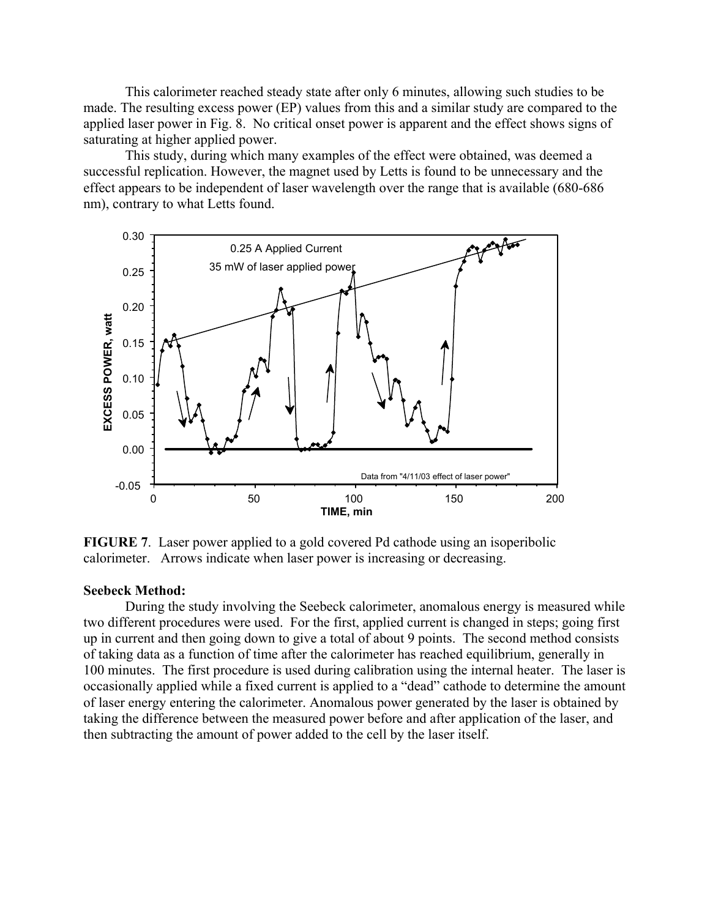This calorimeter reached steady state after only 6 minutes, allowing such studies to be made. The resulting excess power (EP) values from this and a similar study are compared to the applied laser power in Fig. 8. No critical onset power is apparent and the effect shows signs of saturating at higher applied power.

This study, during which many examples of the effect were obtained, was deemed a successful replication. However, the magnet used by Letts is found to be unnecessary and the effect appears to be independent of laser wavelength over the range that is available (680-686 nm), contrary to what Letts found.

**FIGURE 7**. Laser power applied to a gold covered Pd cathode using an isoperibolic calorimeter. Arrows indicate when laser power is increasing or decreasing.

**Seebeck Method:**

During the study involving the Seebeck calorimeter, anomalous energy is measured while two different procedures were used. For the first, applied current is changed in steps; going first up in current and then going down to give a total of about 9 points. The second method consists of taking data as a function of time after the calorimeter has reached equilibrium, generally in 100 minutes. The first procedure is used during calibration using the internal heater. The laser is occasionally applied while a fixed current is applied to a "dead" cathode to determine the amount of laser energy entering the calorimeter. Anomalous power generated by the laser is obtained by taking the difference between the measured power before and after application of the laser, and then subtracting the amount of power added to the cell by the laser itself.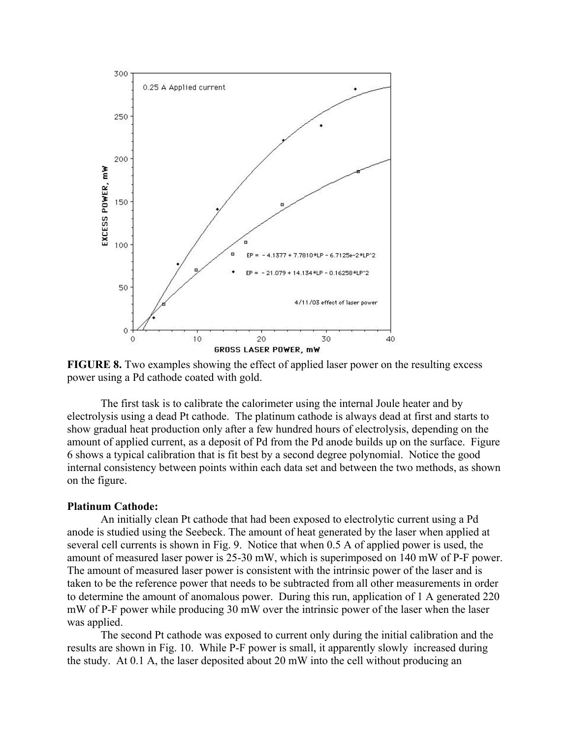**FIGURE 8.** Two examples showing the effect of applied laser power on the resulting excess power using a Pd cathode coated with gold.

The first task is to calibrate the calorimeter using the internal Joule heater and by electrolysis using a dead Pt cathode. The platinum cathode is always dead at first and starts to show gradual heat production only after a few hundred hours of electrolysis, depending on the amount of applied current, as a deposit of Pd from the Pd anode builds up on the surface. Figure 6 shows a typical calibration that is fit best by a second degree polynomial. Notice the good internal consistency between points within each data set and between the two methods, as shown on the figure.

**Platinum Cathode:**

An initially clean Pt cathode that had been exposed to electrolytic current using a Pd anode is studied using the Seebeck. The amount of heat generated by the laser when applied at several cell currents is shown in Fig. 9. Notice that when 0.5 A of applied power is used, the amount of measured laser power is 25-30 mW, which is superimposed on 140 mW of P-F power. The amount of measured laser power is consistent with the intrinsic power of the laser and is taken to be the reference power that needs to be subtracted from all other measurements in order to determine the amount of anomalous power. During this run, application of 1 A generated 220 mW of P-F power while producing 30 mW over the intrinsic power of the laser when the laser was applied.

The second Pt cathode was exposed to current only during the initial calibration and the results are shown in Fig. 10. While P-F power is small, it apparently slowly increased during the study. At 0.1 A, the laser deposited about 20 mW into the cell without producing an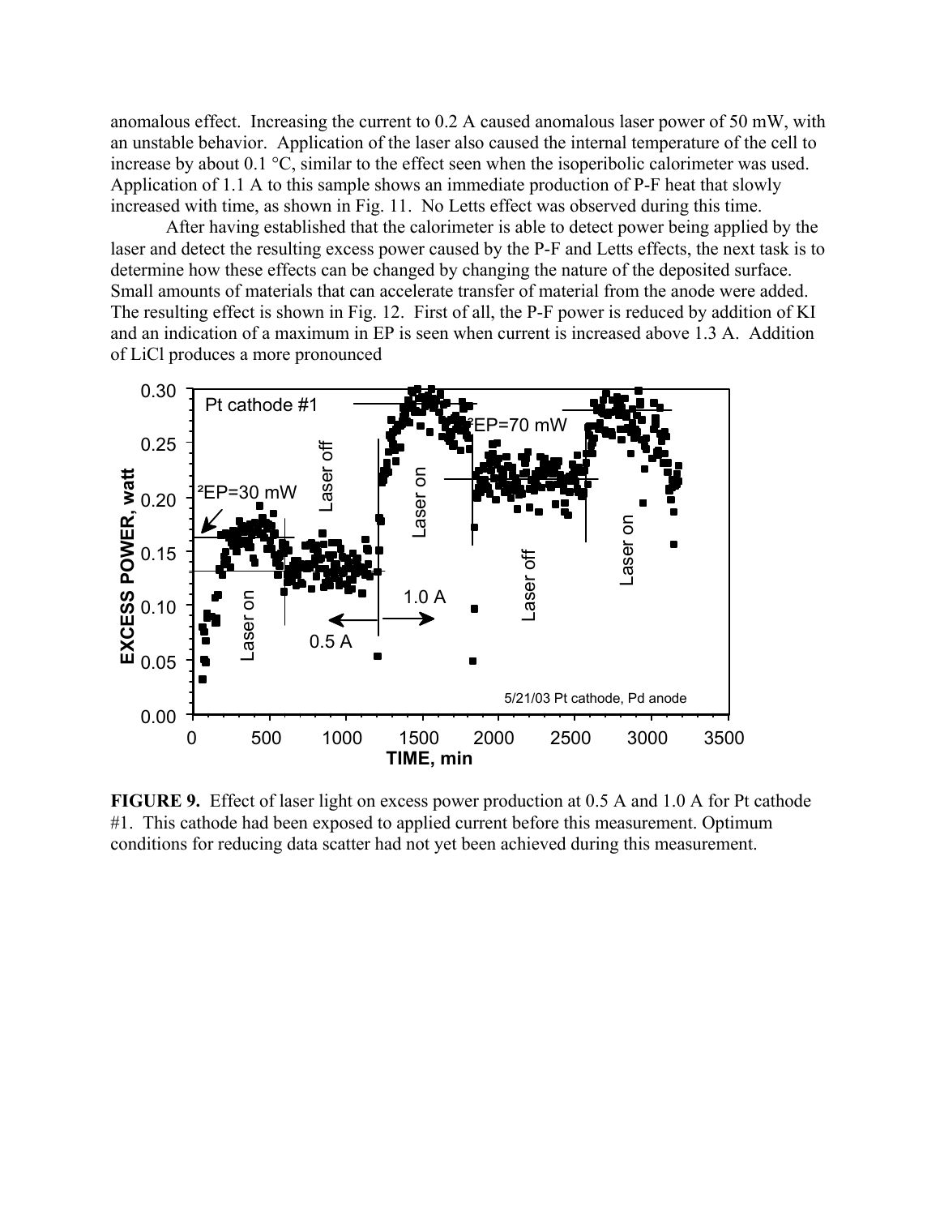anomalous effect. Increasing the current to 0.2 A caused anomalous laser power of 50 mW, with an unstable behavior. Application of the laser also caused the internal temperature of the cell to increase by about 0.1 °C, similar to the effect seen when the isoperibolic calorimeter was used. Application of 1.1 A to this sample shows an immediate production of P-F heat that slowly increased with time, as shown in Fig. 11. No Letts effect was observed during this time.

After having established that the calorimeter is able to detect power being applied by the laser and detect the resulting excess power caused by the P-F and Letts effects, the next task is to determine how these effects can be changed by changing the nature of the deposited surface. Small amounts of materials that can accelerate transfer of material from the anode were added. The resulting effect is shown in Fig. 12. First of all, the P-F power is reduced by addition of KI and an indication of a maximum in EP is seen when current is increased above 1.3 A. Addition of LiCl produces a more pronounced

**FIGURE 9.** Effect of laser light on excess power production at 0.5 A and 1.0 A for Pt cathode #1. This cathode had been exposed to applied current before this measurement. Optimum conditions for reducing data scatter had not yet been achieved during this measurement.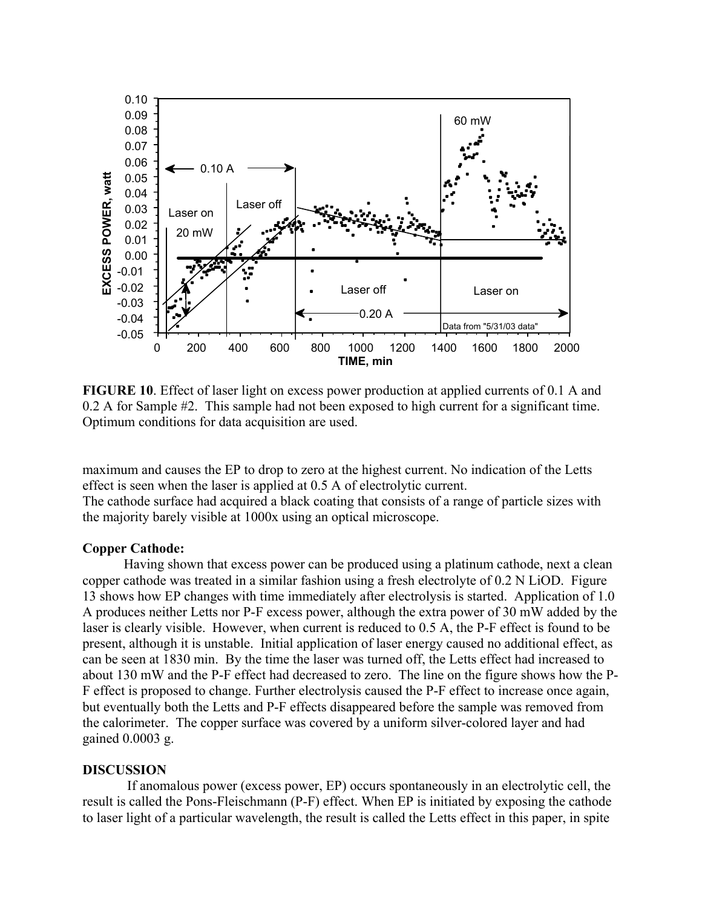**FIGURE 10**. Effect of laser light on excess power production at applied currents of 0.1 A and 0.2 A for Sample #2. This sample had not been exposed to high current for a significant time. Optimum conditions for data acquisition are used.

maximum and causes the EP to drop to zero at the highest current. No indication of the Letts effect is seen when the laser is applied at 0.5 A of electrolytic current.
The cathode surface had acquired a black coating that consists of a range of particle sizes with the majority barely visible at 1000x using an optical microscope.

**Copper Cathode:**

Having shown that excess power can be produced using a platinum cathode, next a clean copper cathode was treated in a similar fashion using a fresh electrolyte of 0.2 N LiOD. Figure 13 shows how EP changes with time immediately after electrolysis is started. Application of 1.0 A produces neither Letts nor P-F excess power, although the extra power of 30 mW added by the laser is clearly visible. However, when current is reduced to 0.5 A, the P-F effect is found to be present, although it is unstable. Initial application of laser energy caused no additional effect, as can be seen at 1830 min. By the time the laser was turned off, the Letts effect had increased to about 130 mW and the P-F effect had decreased to zero. The line on the figure shows how the P-F effect is proposed to change. Further electrolysis caused the P-F effect to increase once again, but eventually both the Letts and P-F effects disappeared before the sample was removed from the calorimeter. The copper surface was covered by a uniform silver-colored layer and had gained 0.0003 g.

**DISCUSSION**

If anomalous power (excess power, EP) occurs spontaneously in an electrolytic cell, the result is called the Pons-Fleischmann (P-F) effect. When EP is initiated by exposing the cathode to laser light of a particular wavelength, the result is called the Letts effect in this paper, in spite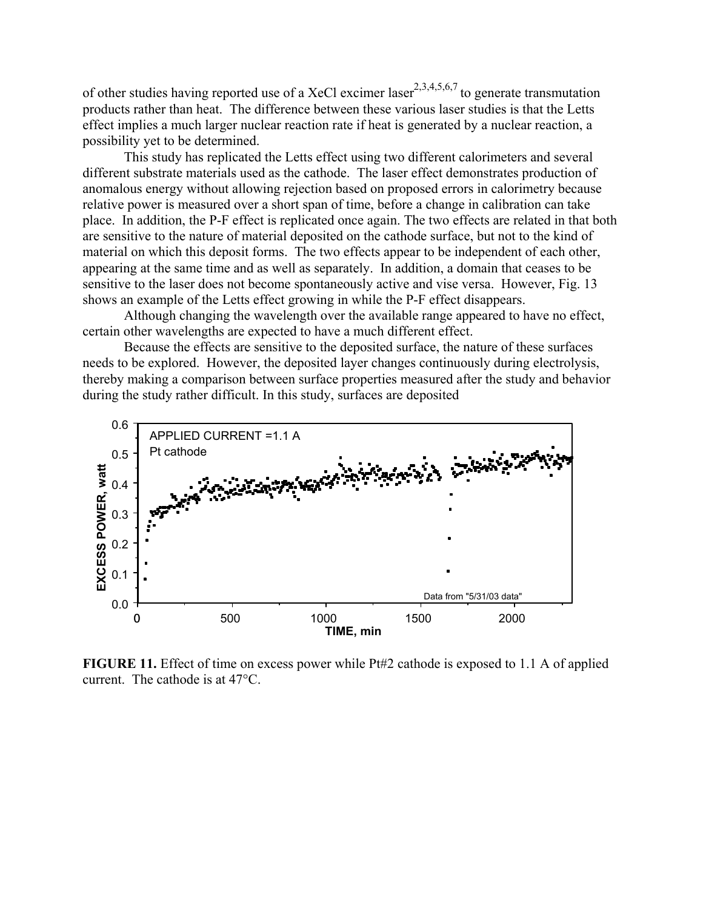of other studies having reported use of a XeCl excimer laser[2,3,4,5,6,7] to generate transmutation products rather than heat. The difference between these various laser studies is that the Letts effect implies a much larger nuclear reaction rate if heat is generated by a nuclear reaction, a possibility yet to be determined.

This study has replicated the Letts effect using two different calorimeters and several different substrate materials used as the cathode. The laser effect demonstrates production of anomalous energy without allowing rejection based on proposed errors in calorimetry because relative power is measured over a short span of time, before a change in calibration can take place. In addition, the P-F effect is replicated once again. The two effects are related in that both are sensitive to the nature of material deposited on the cathode surface, but not to the kind of material on which this deposit forms. The two effects appear to be independent of each other, appearing at the same time and as well as separately. In addition, a domain that ceases to be sensitive to the laser does not become spontaneously active and vise versa. However, Fig. 13 shows an example of the Letts effect growing in while the P-F effect disappears.

Although changing the wavelength over the available range appeared to have no effect, certain other wavelengths are expected to have a much different effect.

Because the effects are sensitive to the deposited surface, the nature of these surfaces needs to be explored. However, the deposited layer changes continuously during electrolysis, thereby making a comparison between surface properties measured after the study and behavior during the study rather difficult. In this study, surfaces are deposited

**FIGURE 11.** Effect of time on excess power while Pt#2 cathode is exposed to 1.1 A of applied current. The cathode is at 47°C.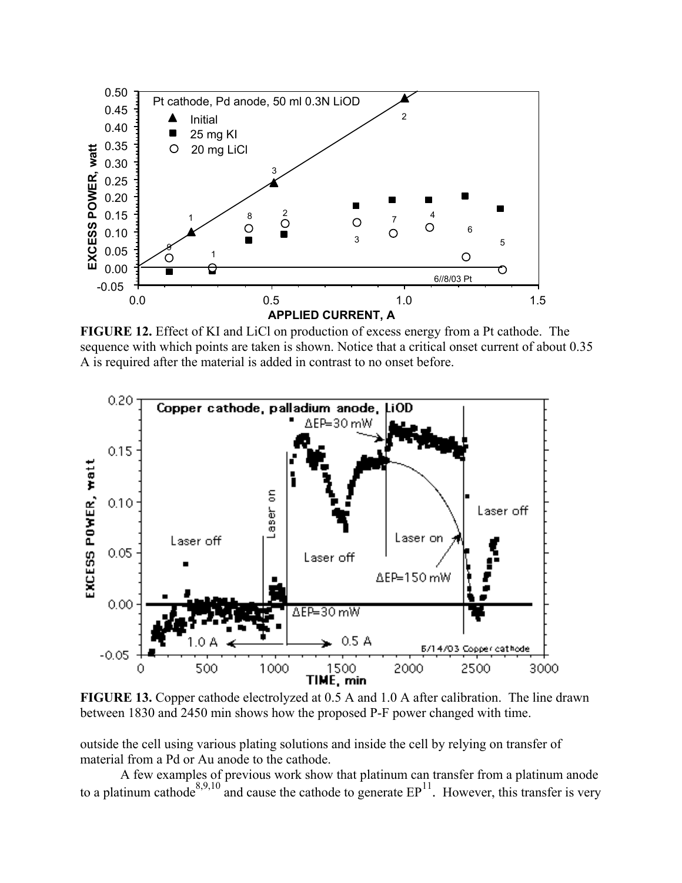**FIGURE 12.** Effect of KI and LiCl on production of excess energy from a Pt cathode. The sequence with which points are taken is shown. Notice that a critical onset current of about 0.35 A is required after the material is added in contrast to no onset before.

**FIGURE 13.** Copper cathode electrolyzed at 0.5 A and 1.0 A after calibration. The line drawn between 1830 and 2450 min shows how the proposed P-F power changed with time.

outside the cell using various plating solutions and inside the cell by relying on transfer of material from a Pd or Au anode to the cathode.

A few examples of previous work show that platinum can transfer from a platinum anode to a platinum cathode[8,9,10] and cause the cathode to generate EP[11]. However, this transfer is very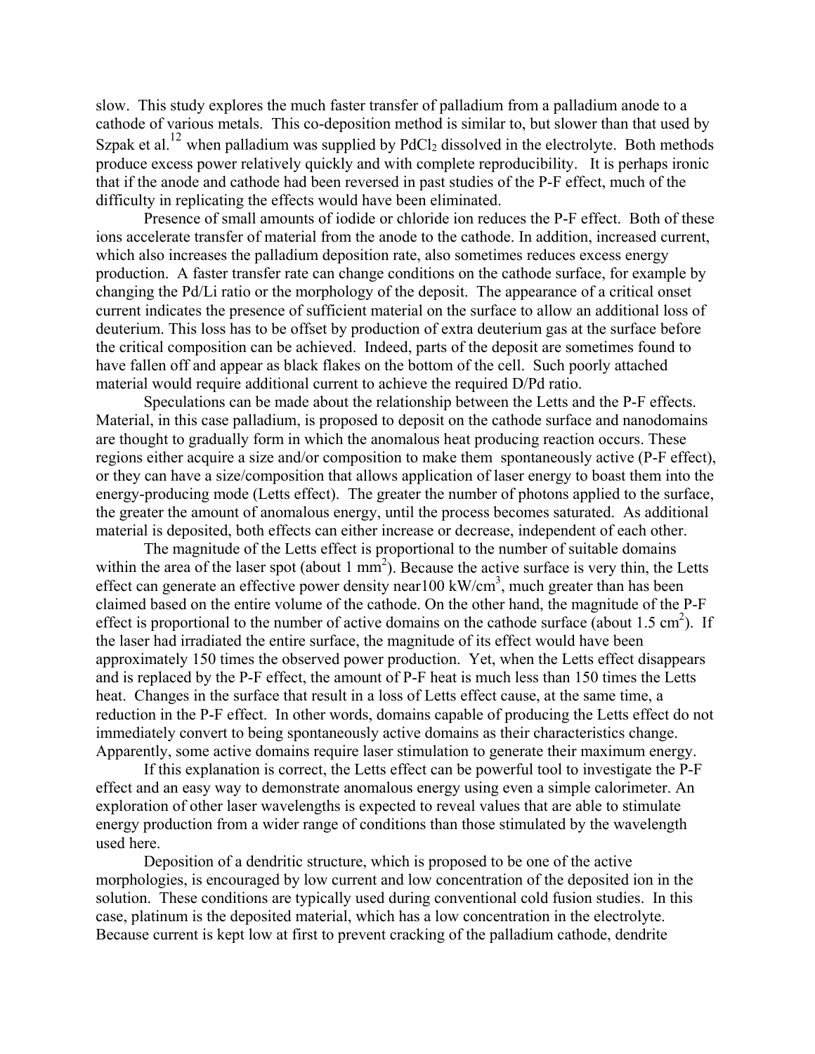slow. This study explores the much faster transfer of palladium from a palladium anode to a cathode of various metals. This co-deposition method is similar to, but slower than that used by Szpak et al.[12] when palladium was supplied by $PdCl_2$ dissolved in the electrolyte. Both methods produce excess power relatively quickly and with complete reproducibility. It is perhaps ironic that if the anode and cathode had been reversed in past studies of the P-F effect, much of the difficulty in replicating the effects would have been eliminated.

Presence of small amounts of iodide or chloride ion reduces the P-F effect. Both of these ions accelerate transfer of material from the anode to the cathode. In addition, increased current, which also increases the palladium deposition rate, also sometimes reduces excess energy production. A faster transfer rate can change conditions on the cathode surface, for example by changing the Pd/Li ratio or the morphology of the deposit. The appearance of a critical onset current indicates the presence of sufficient material on the surface to allow an additional loss of deuterium. This loss has to be offset by production of extra deuterium gas at the surface before the critical composition can be achieved. Indeed, parts of the deposit are sometimes found to have fallen off and appear as black flakes on the bottom of the cell. Such poorly attached material would require additional current to achieve the required D/Pd ratio.

Speculations can be made about the relationship between the Letts and the P-F effects. Material, in this case palladium, is proposed to deposit on the cathode surface and nanodomains are thought to gradually form in which the anomalous heat producing reaction occurs. These regions either acquire a size and/or composition to make them spontaneously active (P-F effect), or they can have a size/composition that allows application of laser energy to boast them into the energy-producing mode (Letts effect). The greater the number of photons applied to the surface, the greater the amount of anomalous energy, until the process becomes saturated. As additional material is deposited, both effects can either increase or decrease, independent of each other.

The magnitude of the Letts effect is proportional to the number of suitable domains within the area of the laser spot (about 1 $mm^2$). Because the active surface is very thin, the Letts effect can generate an effective power density near100 $kW/cm^3$, much greater than has been claimed based on the entire volume of the cathode. On the other hand, the magnitude of the P-F effect is proportional to the number of active domains on the cathode surface (about 1.5 $cm^2$). If the laser had irradiated the entire surface, the magnitude of its effect would have been approximately 150 times the observed power production. Yet, when the Letts effect disappears and is replaced by the P-F effect, the amount of P-F heat is much less than 150 times the Letts heat. Changes in the surface that result in a loss of Letts effect cause, at the same time, a reduction in the P-F effect. In other words, domains capable of producing the Letts effect do not immediately convert to being spontaneously active domains as their characteristics change. Apparently, some active domains require laser stimulation to generate their maximum energy.

If this explanation is correct, the Letts effect can be powerful tool to investigate the P-F effect and an easy way to demonstrate anomalous energy using even a simple calorimeter. An exploration of other laser wavelengths is expected to reveal values that are able to stimulate energy production from a wider range of conditions than those stimulated by the wavelength used here.

Deposition of a dendritic structure, which is proposed to be one of the active morphologies, is encouraged by low current and low concentration of the deposited ion in the solution. These conditions are typically used during conventional cold fusion studies. In this case, platinum is the deposited material, which has a low concentration in the electrolyte. Because current is kept low at first to prevent cracking of the palladium cathode, dendrite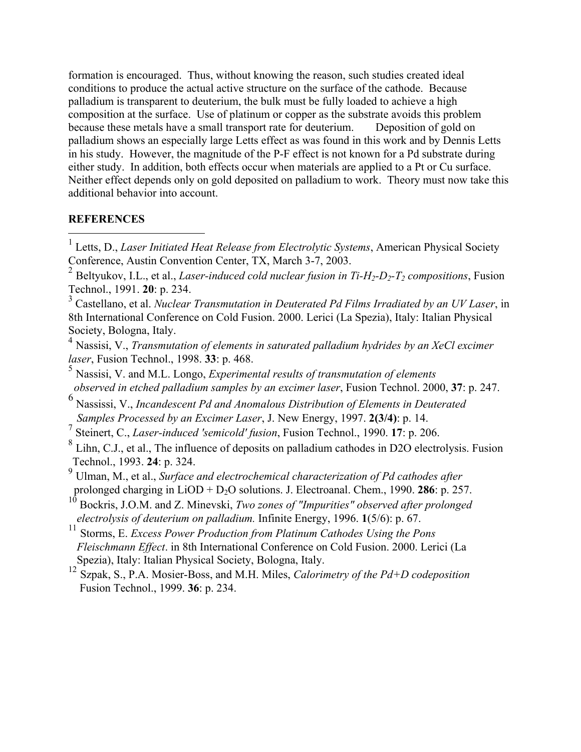formation is encouraged. Thus, without knowing the reason, such studies created ideal conditions to produce the actual active structure on the surface of the cathode. Because palladium is transparent to deuterium, the bulk must be fully loaded to achieve a high composition at the surface. Use of platinum or copper as the substrate avoids this problem because these metals have a small transport rate for deuterium. Deposition of gold on palladium shows an especially large Letts effect as was found in this work and by Dennis Letts in his study. However, the magnitude of the P-F effect is not known for a Pd substrate during either study. In addition, both effects occur when materials are applied to a Pt or Cu surface. Neither effect depends only on gold deposited on palladium to work. Theory must now take this additional behavior into account.

**REFERENCES**

[1] Letts, D., *Laser Initiated Heat Release from Electrolytic Systems*, American Physical Society Conference, Austin Convention Center, TX, March 3-7, 2003.

[2] Beltyukov, I.L., et al., *Laser-induced cold nuclear fusion in Ti-$H_2$-$D_2$-$T_2$ compositions*, Fusion Technol., 1991. **20**: p. 234.

[3] Castellano, et al. *Nuclear Transmutation in Deuterated Pd Films Irradiated by an UV Laser*, in 8th International Conference on Cold Fusion. 2000. Lerici (La Spezia), Italy: Italian Physical Society, Bologna, Italy.

[4] Nassisi, V., *Transmutation of elements in saturated palladium hydrides by an XeCl excimer laser*, Fusion Technol., 1998. **33**: p. 468.

[5] Nassisi, V. and M.L. Longo, *Experimental results of transmutation of elements observed in etched palladium samples by an excimer laser*, Fusion Technol. 2000, **37**: p. 247.

[6] Nassissi, V., *Incandescent Pd and Anomalous Distribution of Elements in Deuterated Samples Processed by an Excimer Laser*, J. New Energy, 1997. **2(3/4)**: p. 14.

[7] Steinert, C., *Laser-induced 'semicold' fusion*, Fusion Technol., 1990. **17**: p. 206.

[8] Lihn, C.J., et al., The influence of deposits on palladium cathodes in D2O electrolysis. Fusion Technol., 1993. **24**: p. 324.

[9] Ulman, M., et al., *Surface and electrochemical characterization of Pd cathodes after prolonged charging in LiOD + $D_2O$ solutions.* J. Electroanal. Chem., 1990. **286**: p. 257.

[10] Bockris, J.O.M. and Z. Minevski, *Two zones of "Impurities" observed after prolonged electrolysis of deuterium on palladium.* Infinite Energy, 1996. **1**(5/6): p. 67.

[11] Storms, E. *Excess Power Production from Platinum Cathodes Using the Pons Fleischmann Effect*. in 8th International Conference on Cold Fusion. 2000. Lerici (La Spezia), Italy: Italian Physical Society, Bologna, Italy.

[12] Szpak, S., P.A. Mosier-Boss, and M.H. Miles, *Calorimetry of the Pd+D codeposition* Fusion Technol., 1999. **36**: p. 234.